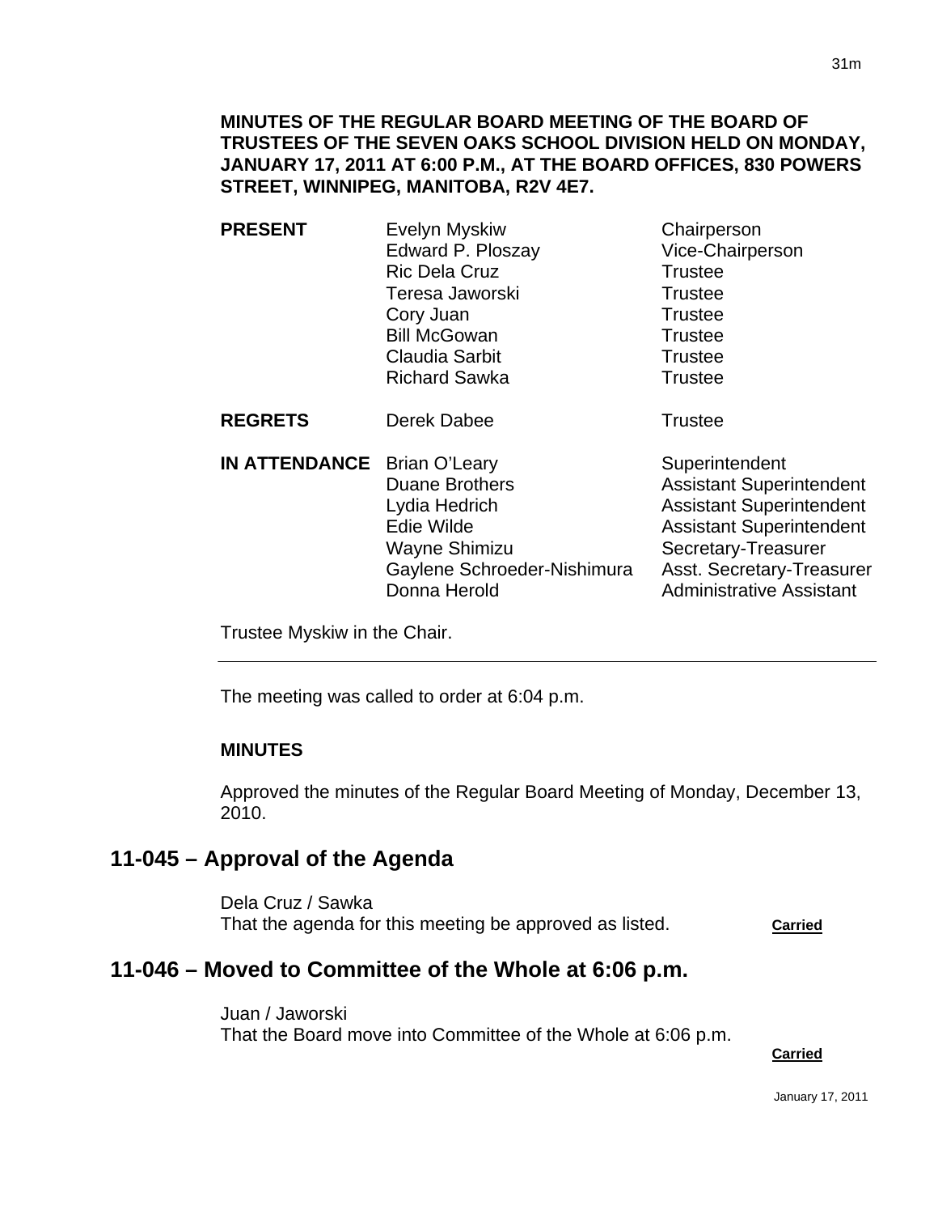**MINUTES OF THE REGULAR BOARD MEETING OF THE BOARD OF TRUSTEES OF THE SEVEN OAKS SCHOOL DIVISION HELD ON MONDAY, JANUARY 17, 2011 AT 6:00 P.M., AT THE BOARD OFFICES, 830 POWERS STREET, WINNIPEG, MANITOBA, R2V 4E7.**

| | | |
|---|---|---|
| **PRESENT** | Evelyn Myskiw | Chairperson |
| | Edward P. Ploszay | Vice-Chairperson |
| | Ric Dela Cruz | Trustee |
| | Teresa Jaworski | Trustee |
| | Cory Juan | Trustee |
| | Bill McGowan | Trustee |
| | Claudia Sarbit | Trustee |
| | Richard Sawka | Trustee |
| **REGRETS** | Derek Dabee | Trustee |
| **IN ATTENDANCE** | Brian O'Leary | Superintendent |
| | Duane Brothers | Assistant Superintendent |
| | Lydia Hedrich | Assistant Superintendent |
| | Edie Wilde | Assistant Superintendent |
| | Wayne Shimizu | Secretary-Treasurer |
| | Gaylene Schroeder-Nishimura | Asst. Secretary-Treasurer |
| | Donna Herold | Administrative Assistant |

Trustee Myskiw in the Chair.

---

The meeting was called to order at 6:04 p.m.

**MINUTES**

Approved the minutes of the Regular Board Meeting of Monday, December 13, 2010.

## 11-045 – Approval of the Agenda

Dela Cruz / Sawka
That the agenda for this meeting be approved as listed. **Carried**

## 11-046 – Moved to Committee of the Whole at 6:06 p.m.

Juan / Jaworski
That the Board move into Committee of the Whole at 6:06 p.m.

**Carried**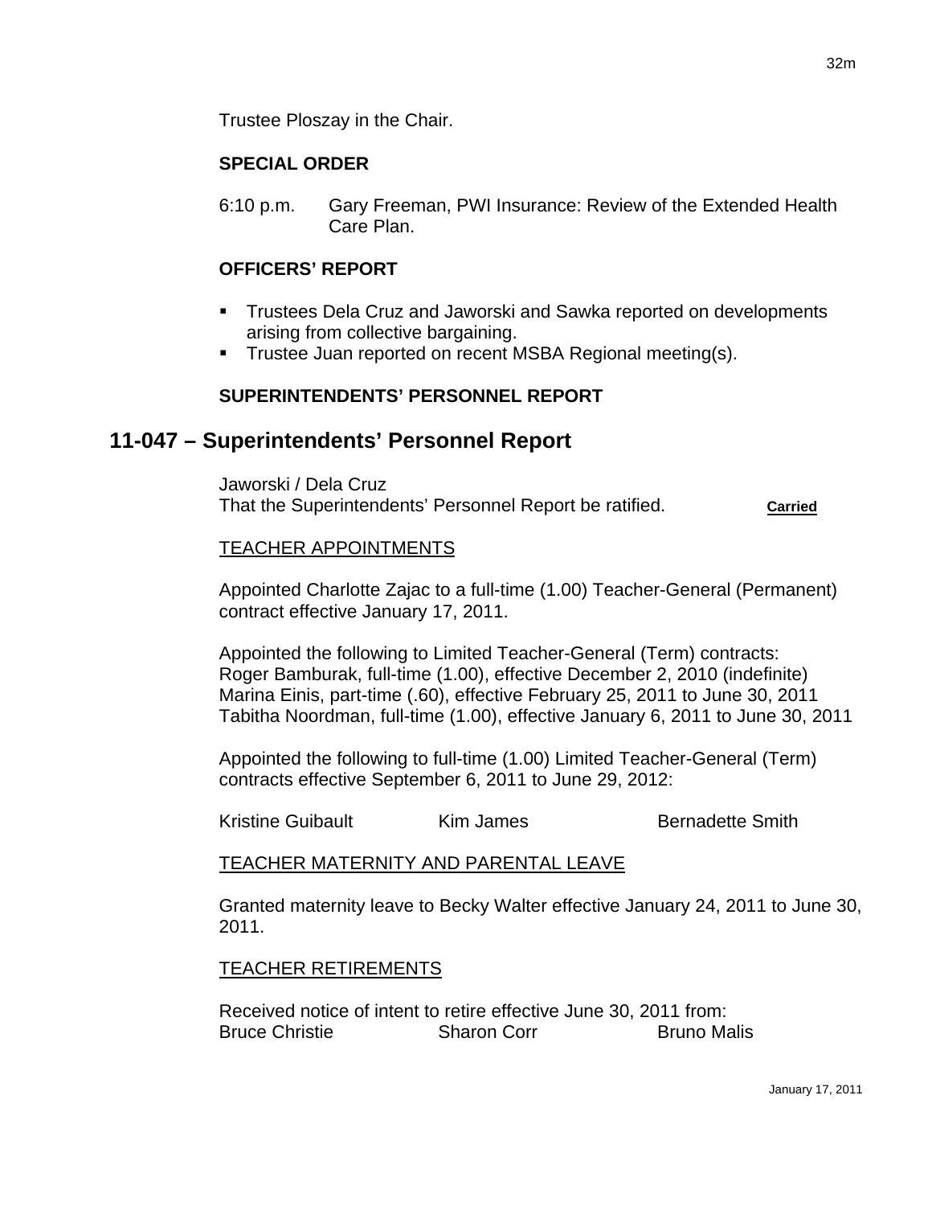Trustee Ploszay in the Chair.

**SPECIAL ORDER**

6:10 p.m. Gary Freeman, PWI Insurance: Review of the Extended Health Care Plan.

**OFFICERS' REPORT**

- Trustees Dela Cruz and Jaworski and Sawka reported on developments arising from collective bargaining.
- Trustee Juan reported on recent MSBA Regional meeting(s).

**SUPERINTENDENTS' PERSONNEL REPORT**

## 11-047 – Superintendents' Personnel Report

Jaworski / Dela Cruz
That the Superintendents' Personnel Report be ratified. **Carried**

TEACHER APPOINTMENTS

Appointed Charlotte Zajac to a full-time (1.00) Teacher-General (Permanent) contract effective January 17, 2011.

Appointed the following to Limited Teacher-General (Term) contracts:
Roger Bamburak, full-time (1.00), effective December 2, 2010 (indefinite)
Marina Einis, part-time (.60), effective February 25, 2011 to June 30, 2011
Tabitha Noordman, full-time (1.00), effective January 6, 2011 to June 30, 2011

Appointed the following to full-time (1.00) Limited Teacher-General (Term) contracts effective September 6, 2011 to June 29, 2012:

Kristine Guibault Kim James Bernadette Smith

TEACHER MATERNITY AND PARENTAL LEAVE

Granted maternity leave to Becky Walter effective January 24, 2011 to June 30, 2011.

TEACHER RETIREMENTS

Received notice of intent to retire effective June 30, 2011 from:
Bruce Christie Sharon Corr Bruno Malis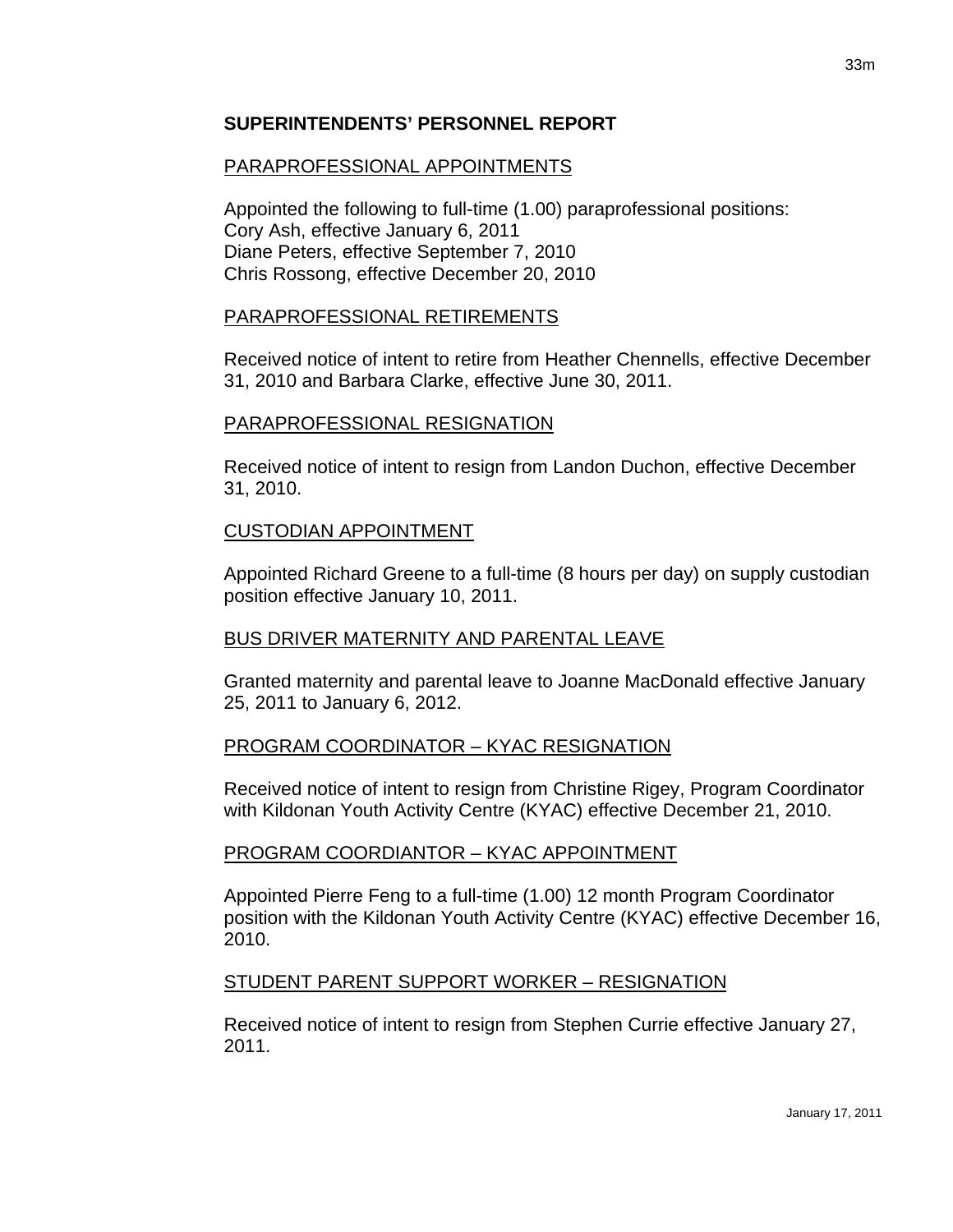## SUPERINTENDENTS' PERSONNEL REPORT

### PARAPROFESSIONAL APPOINTMENTS

Appointed the following to full-time (1.00) paraprofessional positions:
Cory Ash, effective January 6, 2011
Diane Peters, effective September 7, 2010
Chris Rossong, effective December 20, 2010

### PARAPROFESSIONAL RETIREMENTS

Received notice of intent to retire from Heather Chennells, effective December 31, 2010 and Barbara Clarke, effective June 30, 2011.

### PARAPROFESSIONAL RESIGNATION

Received notice of intent to resign from Landon Duchon, effective December 31, 2010.

### CUSTODIAN APPOINTMENT

Appointed Richard Greene to a full-time (8 hours per day) on supply custodian position effective January 10, 2011.

### BUS DRIVER MATERNITY AND PARENTAL LEAVE

Granted maternity and parental leave to Joanne MacDonald effective January 25, 2011 to January 6, 2012.

### PROGRAM COORDINATOR – KYAC RESIGNATION

Received notice of intent to resign from Christine Rigey, Program Coordinator with Kildonan Youth Activity Centre (KYAC) effective December 21, 2010.

### PROGRAM COORDIANTOR – KYAC APPOINTMENT

Appointed Pierre Feng to a full-time (1.00) 12 month Program Coordinator position with the Kildonan Youth Activity Centre (KYAC) effective December 16, 2010.

### STUDENT PARENT SUPPORT WORKER – RESIGNATION

Received notice of intent to resign from Stephen Currie effective January 27, 2011.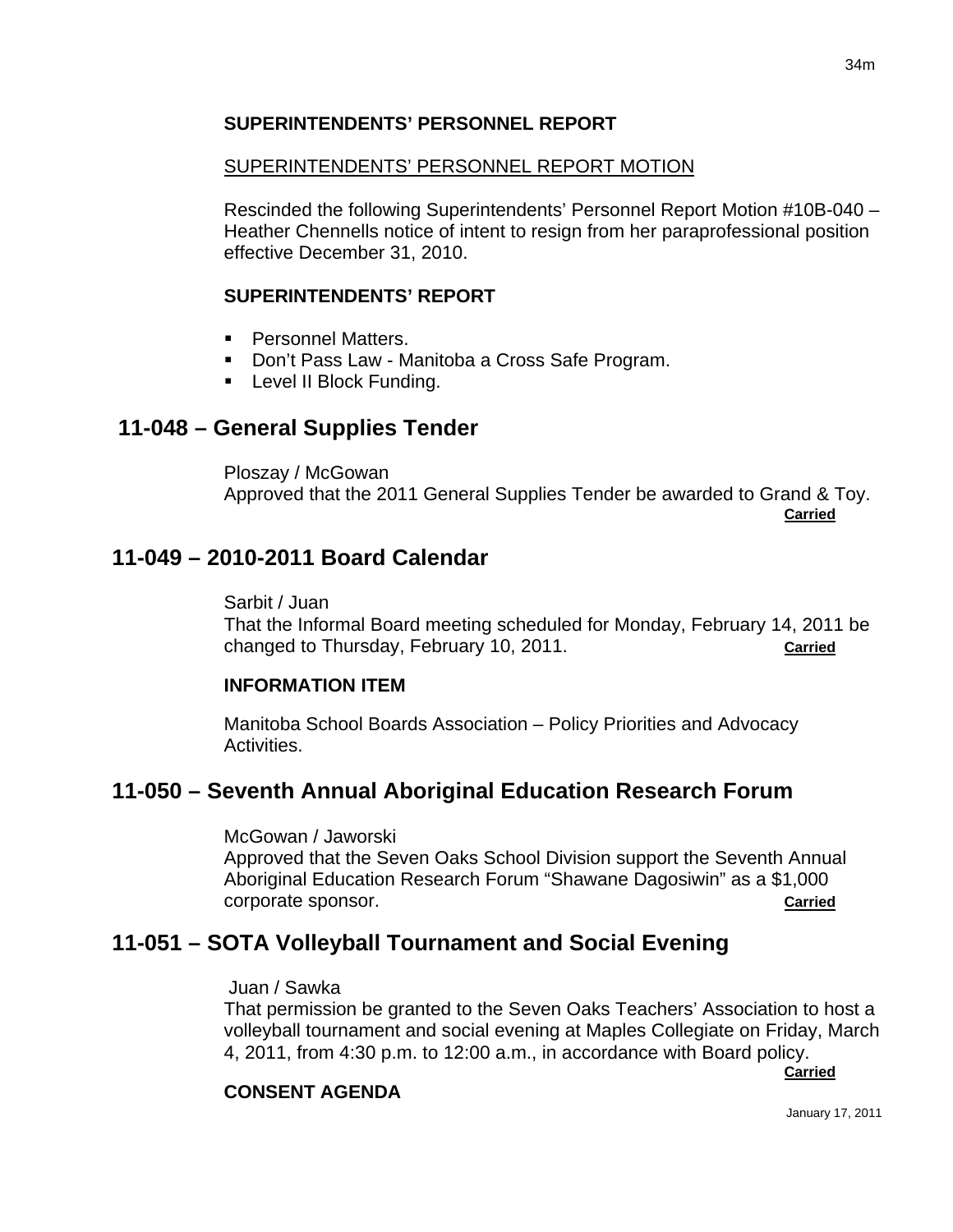**SUPERINTENDENTS' PERSONNEL REPORT**

SUPERINTENDENTS' PERSONNEL REPORT MOTION

Rescinded the following Superintendents' Personnel Report Motion #10B-040 – Heather Chennells notice of intent to resign from her paraprofessional position effective December 31, 2010.

**SUPERINTENDENTS' REPORT**

- Personnel Matters.
- Don't Pass Law - Manitoba a Cross Safe Program.
- Level II Block Funding.

## 11-048 – General Supplies Tender

Ploszay / McGowan
Approved that the 2011 General Supplies Tender be awarded to Grand & Toy.
**Carried**

## 11-049 – 2010-2011 Board Calendar

Sarbit / Juan
That the Informal Board meeting scheduled for Monday, February 14, 2011 be changed to Thursday, February 10, 2011. **Carried**

**INFORMATION ITEM**

Manitoba School Boards Association – Policy Priorities and Advocacy Activities.

## 11-050 – Seventh Annual Aboriginal Education Research Forum

McGowan / Jaworski
Approved that the Seven Oaks School Division support the Seventh Annual Aboriginal Education Research Forum "Shawane Dagosiwin" as a $1,000 corporate sponsor. **Carried**

## 11-051 – SOTA Volleyball Tournament and Social Evening

Juan / Sawka
That permission be granted to the Seven Oaks Teachers' Association to host a volleyball tournament and social evening at Maples Collegiate on Friday, March 4, 2011, from 4:30 p.m. to 12:00 a.m., in accordance with Board policy.
**Carried**

**CONSENT AGENDA**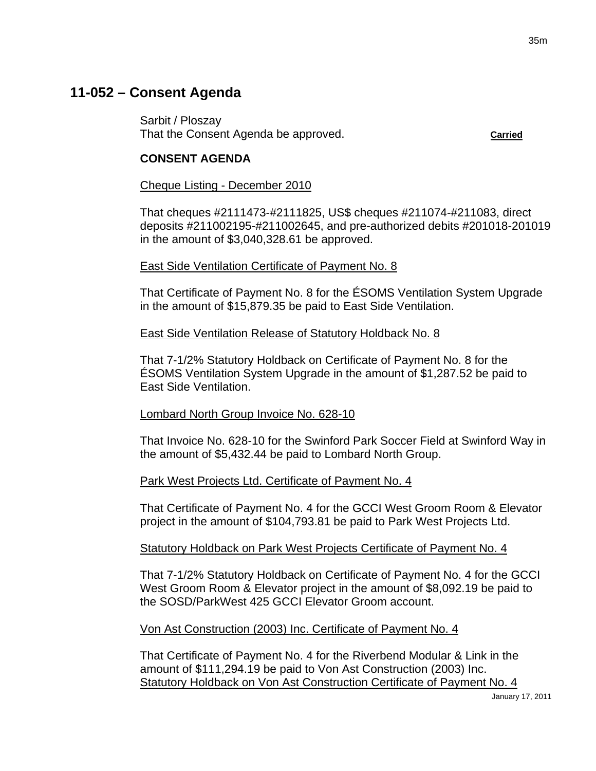## 11-052 – Consent Agenda

Sarbit / Ploszay
That the Consent Agenda be approved. **Carried**

**CONSENT AGENDA**

Cheque Listing - December 2010

That cheques #2111473-#2111825, US$ cheques #211074-#211083, direct deposits #211002195-#211002645, and pre-authorized debits #201018-201019 in the amount of $3,040,328.61 be approved.

East Side Ventilation Certificate of Payment No. 8

That Certificate of Payment No. 8 for the ÉSOMS Ventilation System Upgrade in the amount of $15,879.35 be paid to East Side Ventilation.

East Side Ventilation Release of Statutory Holdback No. 8

That 7-1/2% Statutory Holdback on Certificate of Payment No. 8 for the ÉSOMS Ventilation System Upgrade in the amount of $1,287.52 be paid to East Side Ventilation.

Lombard North Group Invoice No. 628-10

That Invoice No. 628-10 for the Swinford Park Soccer Field at Swinford Way in the amount of $5,432.44 be paid to Lombard North Group.

Park West Projects Ltd. Certificate of Payment No. 4

That Certificate of Payment No. 4 for the GCCI West Groom Room & Elevator project in the amount of $104,793.81 be paid to Park West Projects Ltd.

Statutory Holdback on Park West Projects Certificate of Payment No. 4

That 7-1/2% Statutory Holdback on Certificate of Payment No. 4 for the GCCI West Groom Room & Elevator project in the amount of $8,092.19 be paid to the SOSD/ParkWest 425 GCCI Elevator Groom account.

Von Ast Construction (2003) Inc. Certificate of Payment No. 4

That Certificate of Payment No. 4 for the Riverbend Modular & Link in the amount of $111,294.19 be paid to Von Ast Construction (2003) Inc.

Statutory Holdback on Von Ast Construction Certificate of Payment No. 4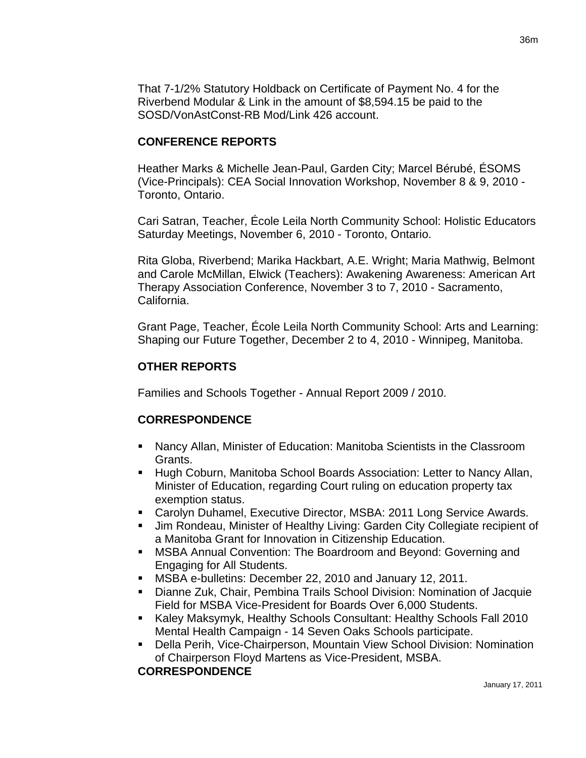That 7-1/2% Statutory Holdback on Certificate of Payment No. 4 for the Riverbend Modular & Link in the amount of $8,594.15 be paid to the SOSD/VonAstConst-RB Mod/Link 426 account.

## CONFERENCE REPORTS

Heather Marks & Michelle Jean-Paul, Garden City; Marcel Bérubé, ÉSOMS (Vice-Principals): CEA Social Innovation Workshop, November 8 & 9, 2010 - Toronto, Ontario.

Cari Satran, Teacher, École Leila North Community School: Holistic Educators Saturday Meetings, November 6, 2010 - Toronto, Ontario.

Rita Globa, Riverbend; Marika Hackbart, A.E. Wright; Maria Mathwig, Belmont and Carole McMillan, Elwick (Teachers): Awakening Awareness: American Art Therapy Association Conference, November 3 to 7, 2010 - Sacramento, California.

Grant Page, Teacher, École Leila North Community School: Arts and Learning: Shaping our Future Together, December 2 to 4, 2010 - Winnipeg, Manitoba.

## OTHER REPORTS

Families and Schools Together - Annual Report 2009 / 2010.

## CORRESPONDENCE

- Nancy Allan, Minister of Education: Manitoba Scientists in the Classroom Grants.
- Hugh Coburn, Manitoba School Boards Association: Letter to Nancy Allan, Minister of Education, regarding Court ruling on education property tax exemption status.
- Carolyn Duhamel, Executive Director, MSBA: 2011 Long Service Awards.
- Jim Rondeau, Minister of Healthy Living: Garden City Collegiate recipient of a Manitoba Grant for Innovation in Citizenship Education.
- MSBA Annual Convention: The Boardroom and Beyond: Governing and Engaging for All Students.
- MSBA e-bulletins: December 22, 2010 and January 12, 2011.
- Dianne Zuk, Chair, Pembina Trails School Division: Nomination of Jacquie Field for MSBA Vice-President for Boards Over 6,000 Students.
- Kaley Maksymyk, Healthy Schools Consultant: Healthy Schools Fall 2010 Mental Health Campaign - 14 Seven Oaks Schools participate.
- Della Perih, Vice-Chairperson, Mountain View School Division: Nomination of Chairperson Floyd Martens as Vice-President, MSBA.

## CORRESPONDENCE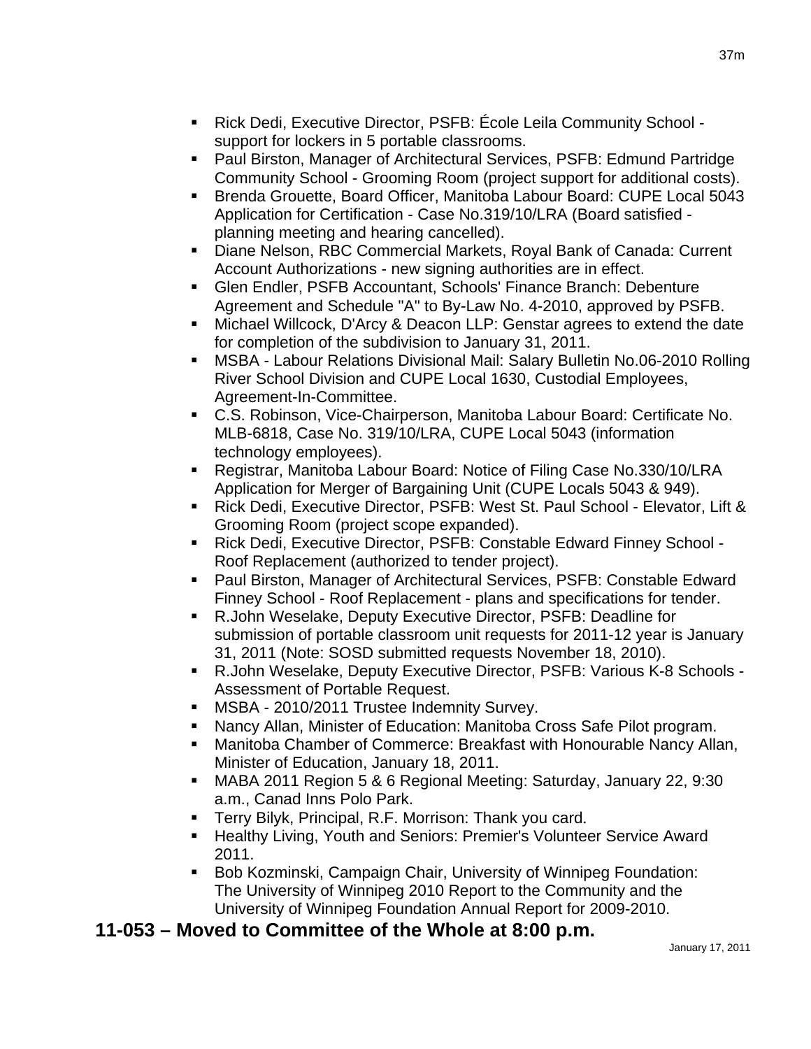- Rick Dedi, Executive Director, PSFB: École Leila Community School - support for lockers in 5 portable classrooms.
- Paul Birston, Manager of Architectural Services, PSFB: Edmund Partridge Community School - Grooming Room (project support for additional costs).
- Brenda Grouette, Board Officer, Manitoba Labour Board: CUPE Local 5043 Application for Certification - Case No.319/10/LRA (Board satisfied - planning meeting and hearing cancelled).
- Diane Nelson, RBC Commercial Markets, Royal Bank of Canada: Current Account Authorizations - new signing authorities are in effect.
- Glen Endler, PSFB Accountant, Schools' Finance Branch: Debenture Agreement and Schedule "A" to By-Law No. 4-2010, approved by PSFB.
- Michael Willcock, D'Arcy & Deacon LLP: Genstar agrees to extend the date for completion of the subdivision to January 31, 2011.
- MSBA - Labour Relations Divisional Mail: Salary Bulletin No.06-2010 Rolling River School Division and CUPE Local 1630, Custodial Employees, Agreement-In-Committee.
- C.S. Robinson, Vice-Chairperson, Manitoba Labour Board: Certificate No. MLB-6818, Case No. 319/10/LRA, CUPE Local 5043 (information technology employees).
- Registrar, Manitoba Labour Board: Notice of Filing Case No.330/10/LRA Application for Merger of Bargaining Unit (CUPE Locals 5043 & 949).
- Rick Dedi, Executive Director, PSFB: West St. Paul School - Elevator, Lift & Grooming Room (project scope expanded).
- Rick Dedi, Executive Director, PSFB: Constable Edward Finney School - Roof Replacement (authorized to tender project).
- Paul Birston, Manager of Architectural Services, PSFB: Constable Edward Finney School - Roof Replacement - plans and specifications for tender.
- R.John Weselake, Deputy Executive Director, PSFB: Deadline for submission of portable classroom unit requests for 2011-12 year is January 31, 2011 (Note: SOSD submitted requests November 18, 2010).
- R.John Weselake, Deputy Executive Director, PSFB: Various K-8 Schools - Assessment of Portable Request.
- MSBA - 2010/2011 Trustee Indemnity Survey.
- Nancy Allan, Minister of Education: Manitoba Cross Safe Pilot program.
- Manitoba Chamber of Commerce: Breakfast with Honourable Nancy Allan, Minister of Education, January 18, 2011.
- MABA 2011 Region 5 & 6 Regional Meeting: Saturday, January 22, 9:30 a.m., Canad Inns Polo Park.
- Terry Bilyk, Principal, R.F. Morrison: Thank you card.
- Healthy Living, Youth and Seniors: Premier's Volunteer Service Award 2011.
- Bob Kozminski, Campaign Chair, University of Winnipeg Foundation: The University of Winnipeg 2010 Report to the Community and the University of Winnipeg Foundation Annual Report for 2009-2010.

**11-053 – Moved to Committee of the Whole at 8:00 p.m.**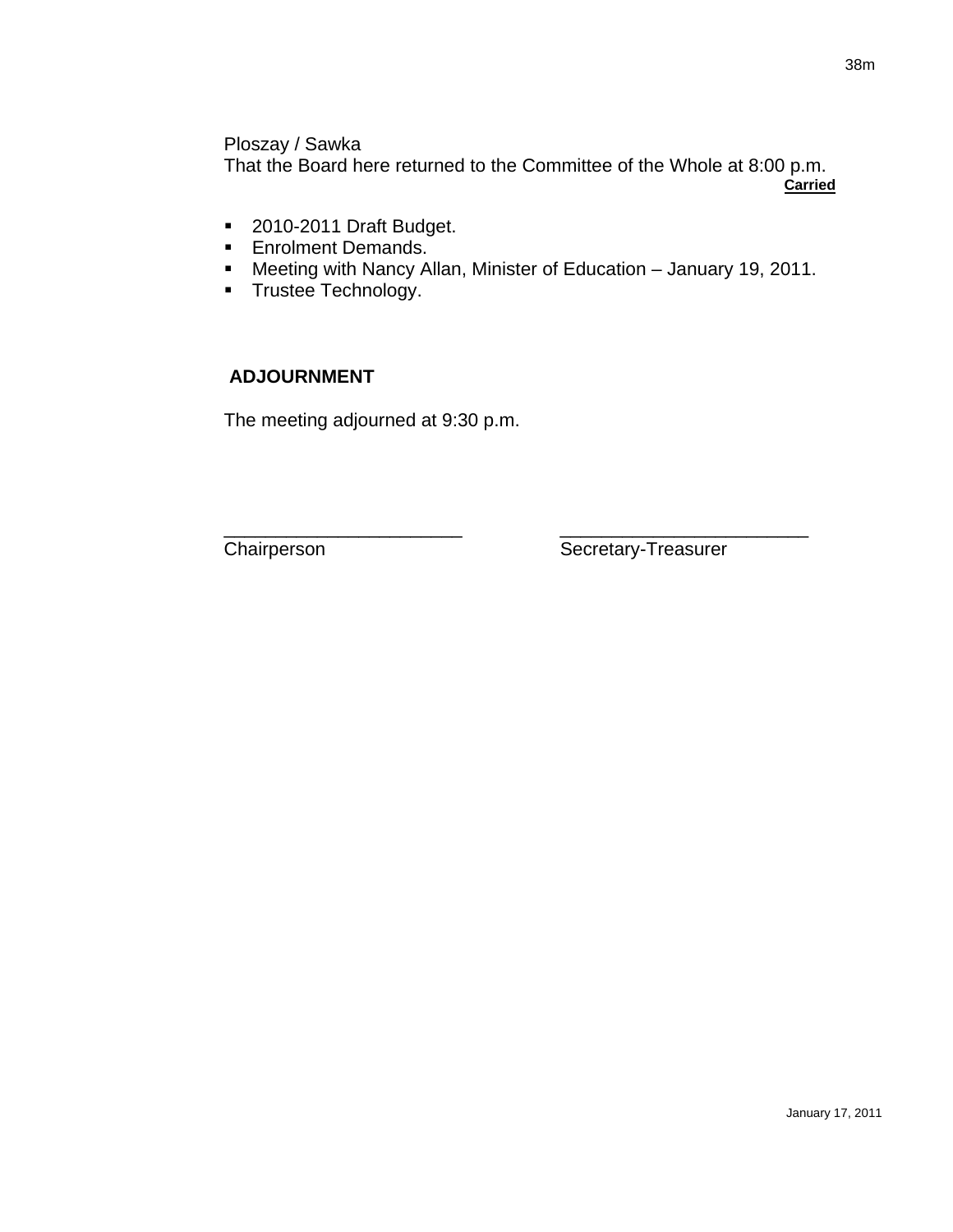Ploszay / Sawka
That the Board here returned to the Committee of the Whole at 8:00 p.m.

**Carried**

- 2010-2011 Draft Budget.
- Enrolment Demands.
- Meeting with Nancy Allan, Minister of Education – January 19, 2011.
- Trustee Technology.

**ADJOURNMENT**

The meeting adjourned at 9:30 p.m.

________________________ ________________________
Chairperson Secretary-Treasurer